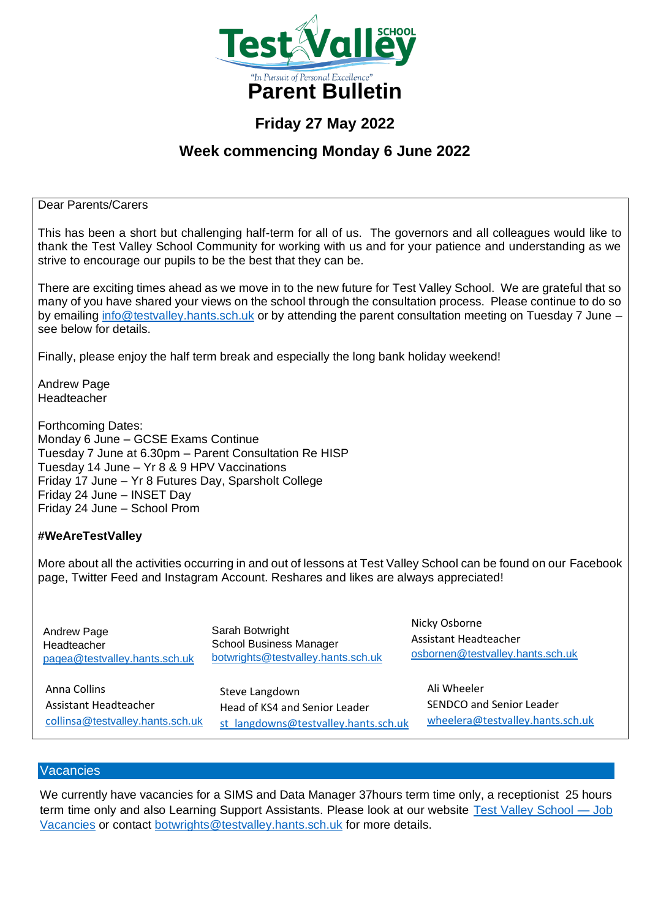# Test Valley School

"In Pursuit of Personal Excellence"

# Parent Bulletin

## Friday 27 May 2022

## Week commencing Monday 6 June 2022

Dear Parents/Carers

This has been a short but challenging half-term for all of us. The governors and all colleagues would like to thank the Test Valley School Community for working with us and for your patience and understanding as we strive to encourage our pupils to be the best that they can be.

There are exciting times ahead as we move in to the new future for Test Valley School. We are grateful that so many of you have shared your views on the school through the consultation process. Please continue to do so by emailing info@testvalley.hants.sch.uk or by attending the parent consultation meeting on Tuesday 7 June – see below for details.

Finally, please enjoy the half term break and especially the long bank holiday weekend!

Andrew Page
Headteacher

Forthcoming Dates:
Monday 6 June – GCSE Exams Continue
Tuesday 7 June at 6.30pm – Parent Consultation Re HISP
Tuesday 14 June – Yr 8 & 9 HPV Vaccinations
Friday 17 June – Yr 8 Futures Day, Sparsholt College
Friday 24 June – INSET Day
Friday 24 June – School Prom

**#WeAreTestValley**

More about all the activities occurring in and out of lessons at Test Valley School can be found on our Facebook page, Twitter Feed and Instagram Account. Reshares and likes are always appreciated!

Andrew Page
Headteacher
pagea@testvalley.hants.sch.uk

Sarah Botwright
School Business Manager
botwrights@testvalley.hants.sch.uk

Nicky Osborne
Assistant Headteacher
osbornen@testvalley.hants.sch.uk

Anna Collins
Assistant Headteacher
collinsa@testvalley.hants.sch.uk

Steve Langdown
Head of KS4 and Senior Leader
st_langdowns@testvalley.hants.sch.uk

Ali Wheeler
SENDCO and Senior Leader
wheelera@testvalley.hants.sch.uk

## Vacancies

We currently have vacancies for a SIMS and Data Manager 37hours term time only, a receptionist 25 hours term time only and also Learning Support Assistants. Please look at our website Test Valley School — Job Vacancies or contact botwrights@testvalley.hants.sch.uk for more details.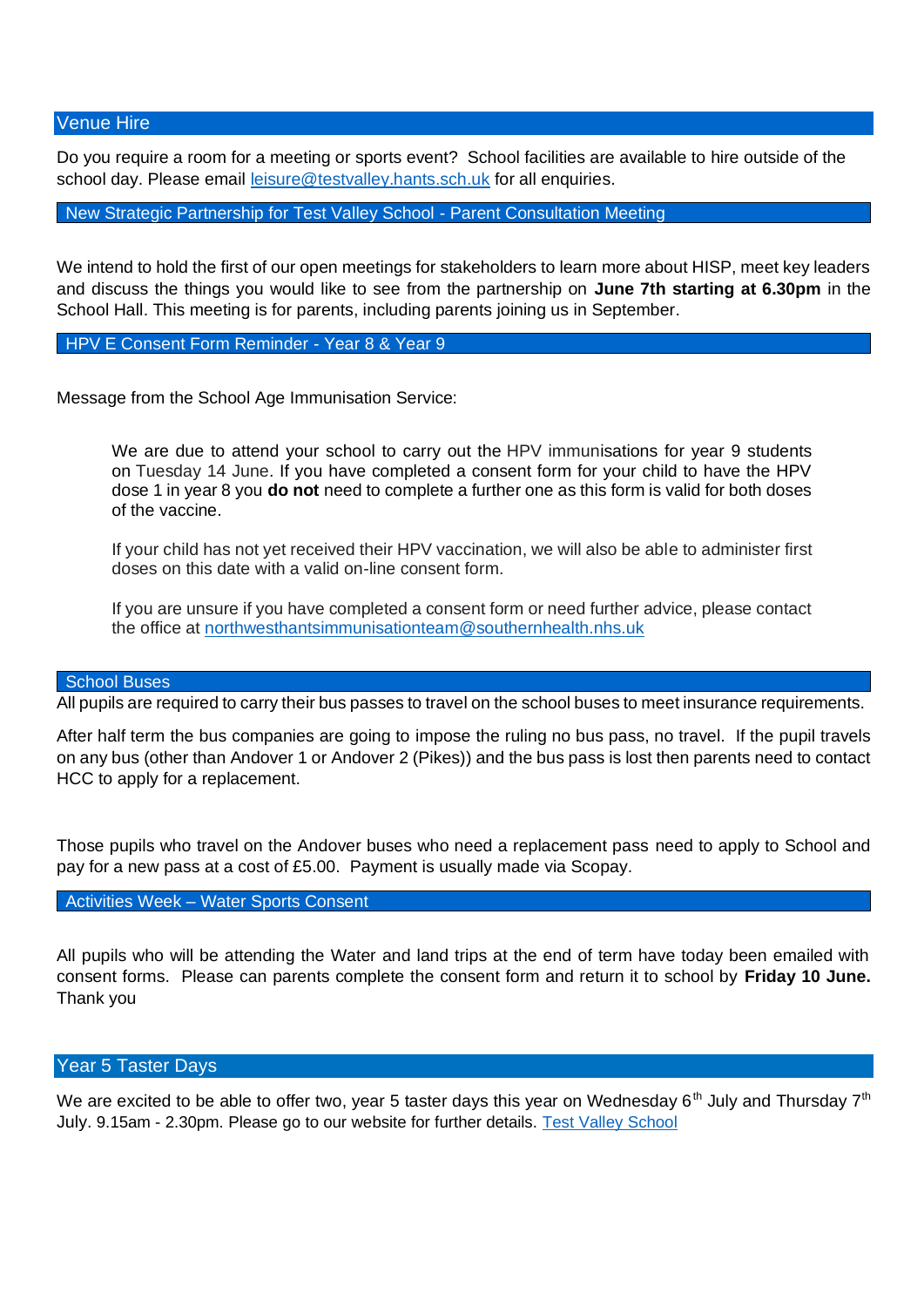## Venue Hire

Do you require a room for a meeting or sports event? School facilities are available to hire outside of the school day. Please email leisure@testvalley.hants.sch.uk for all enquiries.

## New Strategic Partnership for Test Valley School - Parent Consultation Meeting

We intend to hold the first of our open meetings for stakeholders to learn more about HISP, meet key leaders and discuss the things you would like to see from the partnership on **June 7th starting at 6.30pm** in the School Hall. This meeting is for parents, including parents joining us in September.

## HPV E Consent Form Reminder - Year 8 & Year 9

Message from the School Age Immunisation Service:

> We are due to attend your school to carry out the HPV immunisations for year 9 students on Tuesday 14 June. If you have completed a consent form for your child to have the HPV dose 1 in year 8 you **do not** need to complete a further one as this form is valid for both doses of the vaccine.
>
> If your child has not yet received their HPV vaccination, we will also be able to administer first doses on this date with a valid on-line consent form.
>
> If you are unsure if you have completed a consent form or need further advice, please contact the office at northwesthantsimmunisationteam@southernhealth.nhs.uk

## School Buses

All pupils are required to carry their bus passes to travel on the school buses to meet insurance requirements.

After half term the bus companies are going to impose the ruling no bus pass, no travel. If the pupil travels on any bus (other than Andover 1 or Andover 2 (Pikes)) and the bus pass is lost then parents need to contact HCC to apply for a replacement.

Those pupils who travel on the Andover buses who need a replacement pass need to apply to School and pay for a new pass at a cost of £5.00. Payment is usually made via Scopay.

## Activities Week – Water Sports Consent

All pupils who will be attending the Water and land trips at the end of term have today been emailed with consent forms. Please can parents complete the consent form and return it to school by **Friday 10 June.** Thank you

## Year 5 Taster Days

We are excited to be able to offer two, year 5 taster days this year on Wednesday 6th July and Thursday 7th July. 9.15am - 2.30pm. Please go to our website for further details. Test Valley School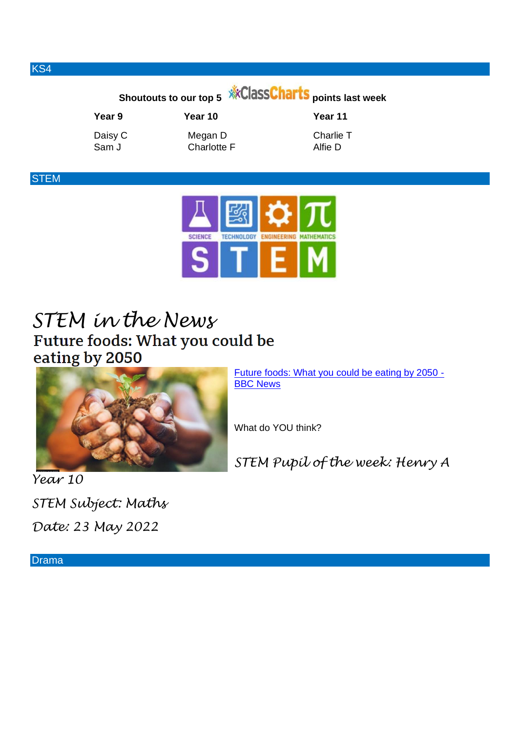## KS4

**Shoutouts to our top 5 ClassCharts points last week**

| **Year 9** | **Year 10** | **Year 11** |
| --- | --- | --- |
| Daisy C | Megan D | Charlie T |
| Sam J | Charlotte F | Alfie D |

## STEM

# *STEM in the News*

## Future foods: What you could be eating by 2050

[Future foods: What you could be eating by 2050 - BBC News]()

What do YOU think?

*STEM Pupil of the week: Henry A*

*Year 10*

*STEM Subject: Maths*

*Date: 23 May 2022*

## Drama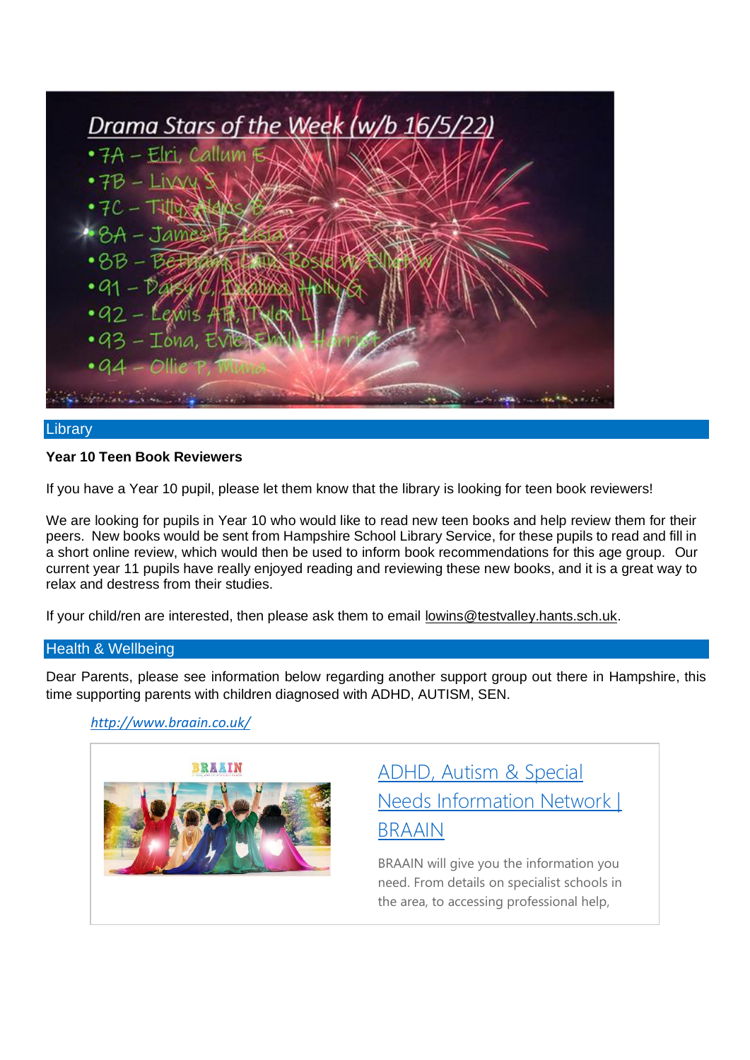Drama Stars of the Week (w/b 16/5/22)

- 7A – Elri, Callum E
- 7B – Livvy S
- 7C – Tilly, Alexis B
- 8A – James B, Lisia
- 8B – Bethany, Cain, Rosie W, Elliot W
- 91 – Daisy C, Evalina, Holly G
- 92 – Lewis AB, Tyler L
- 93 – Iona, Evie, Emily, Harriet
- 94 – Ollie P, Maria

## Library

**Year 10 Teen Book Reviewers**

If you have a Year 10 pupil, please let them know that the library is looking for teen book reviewers!

We are looking for pupils in Year 10 who would like to read new teen books and help review them for their peers. New books would be sent from Hampshire School Library Service, for these pupils to read and fill in a short online review, which would then be used to inform book recommendations for this age group. Our current year 11 pupils have really enjoyed reading and reviewing these new books, and it is a great way to relax and destress from their studies.

If your child/ren are interested, then please ask them to email lowins@testvalley.hants.sch.uk.

## Health & Wellbeing

Dear Parents, please see information below regarding another support group out there in Hampshire, this time supporting parents with children diagnosed with ADHD, AUTISM, SEN.

*http://www.braain.co.uk/*

BRAAIN

ADHD, Autism & Special Needs Information Network | BRAAIN

BRAAIN will give you the information you need. From details on specialist schools in the area, to accessing professional help,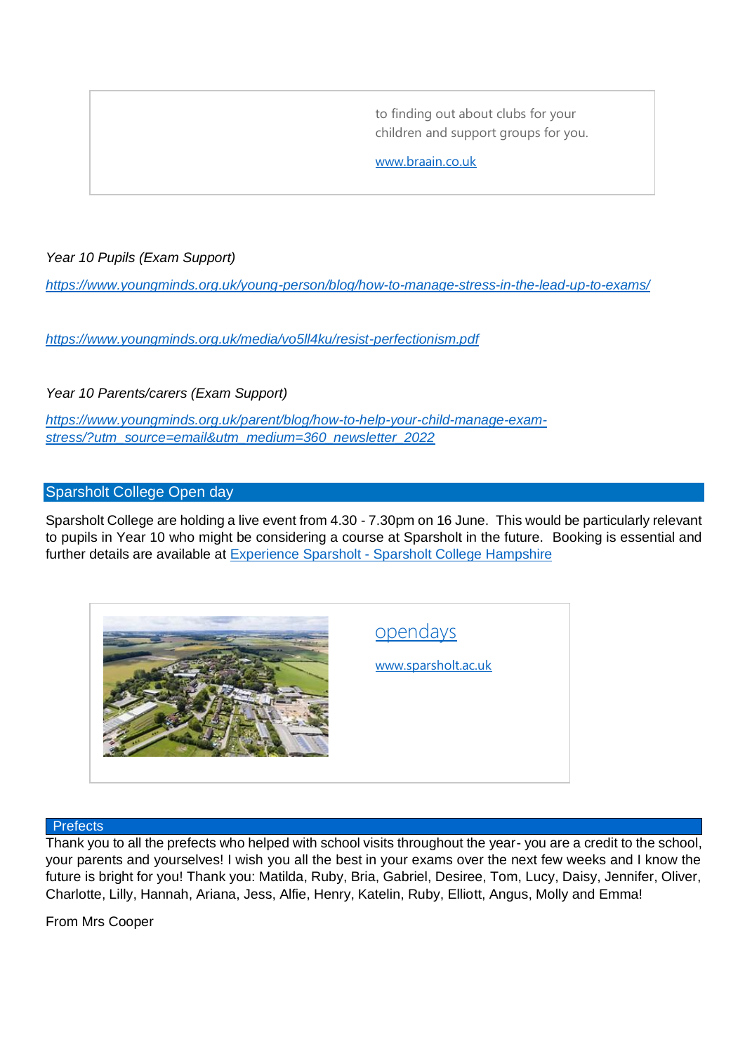to finding out about clubs for your children and support groups for you.

www.braain.co.uk

*Year 10 Pupils (Exam Support)*

*https://www.youngminds.org.uk/young-person/blog/how-to-manage-stress-in-the-lead-up-to-exams/*

*https://www.youngminds.org.uk/media/vo5ll4ku/resist-perfectionism.pdf*

*Year 10 Parents/carers (Exam Support)*

*https://www.youngminds.org.uk/parent/blog/how-to-help-your-child-manage-exam-stress/?utm_source=email&utm_medium=360_newsletter_2022*

## Sparsholt College Open day

Sparsholt College are holding a live event from 4.30 - 7.30pm on 16 June. This would be particularly relevant to pupils in Year 10 who might be considering a course at Sparsholt in the future. Booking is essential and further details are available at Experience Sparsholt - Sparsholt College Hampshire

opendays

www.sparsholt.ac.uk

## Prefects

Thank you to all the prefects who helped with school visits throughout the year- you are a credit to the school, your parents and yourselves! I wish you all the best in your exams over the next few weeks and I know the future is bright for you! Thank you: Matilda, Ruby, Bria, Gabriel, Desiree, Tom, Lucy, Daisy, Jennifer, Oliver, Charlotte, Lilly, Hannah, Ariana, Jess, Alfie, Henry, Katelin, Ruby, Elliott, Angus, Molly and Emma!

From Mrs Cooper